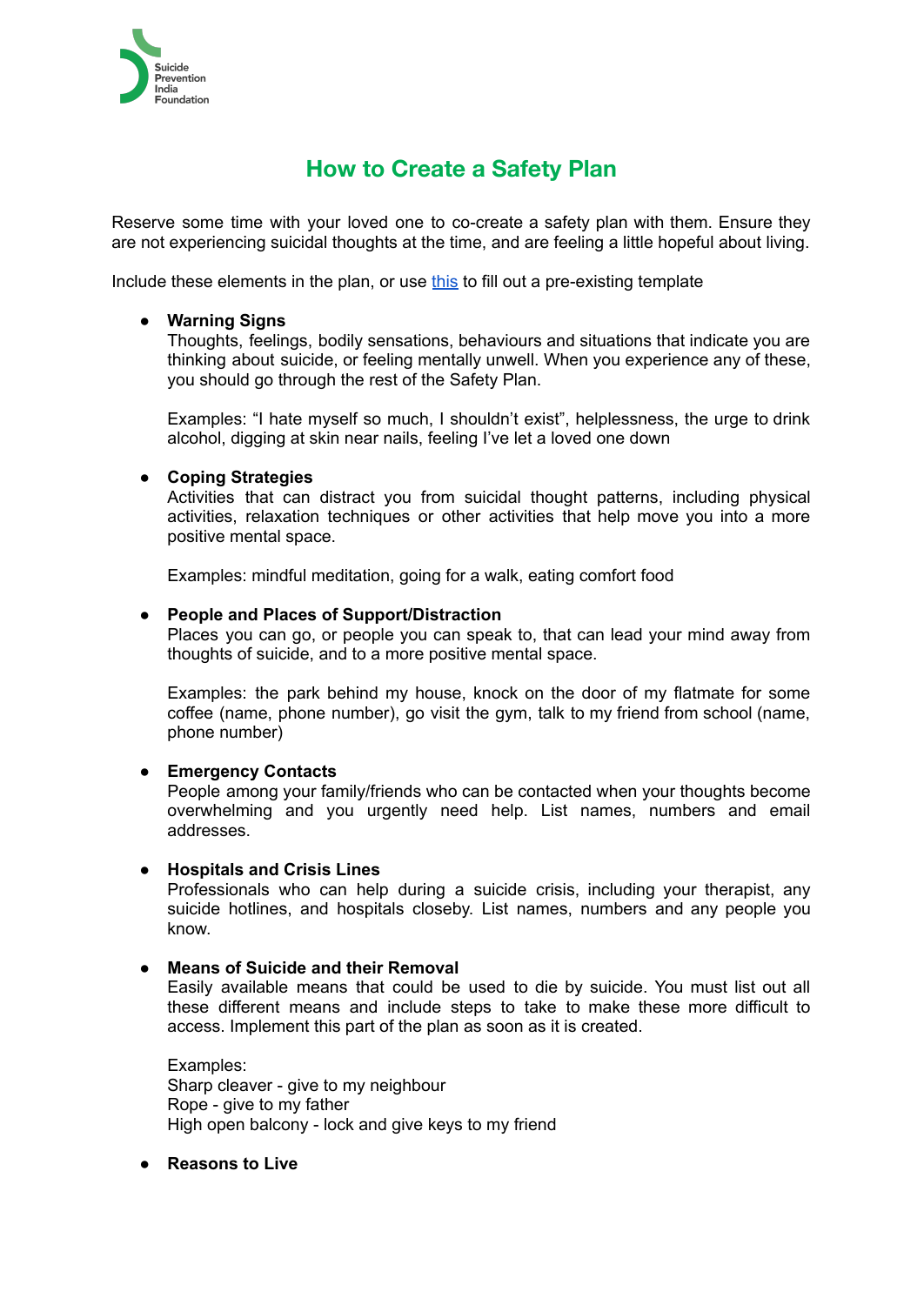Suicide Prevention India Foundation

# How to Create a Safety Plan

Reserve some time with your loved one to co-create a safety plan with them. Ensure they are not experiencing suicidal thoughts at the time, and are feeling a little hopeful about living.

Include these elements in the plan, or use [this] to fill out a pre-existing template

- **Warning Signs**
  Thoughts, feelings, bodily sensations, behaviours and situations that indicate you are thinking about suicide, or feeling mentally unwell. When you experience any of these, you should go through the rest of the Safety Plan.

  Examples: "I hate myself so much, I shouldn't exist", helplessness, the urge to drink alcohol, digging at skin near nails, feeling I've let a loved one down

- **Coping Strategies**
  Activities that can distract you from suicidal thought patterns, including physical activities, relaxation techniques or other activities that help move you into a more positive mental space.

  Examples: mindful meditation, going for a walk, eating comfort food

- **People and Places of Support/Distraction**
  Places you can go, or people you can speak to, that can lead your mind away from thoughts of suicide, and to a more positive mental space.

  Examples: the park behind my house, knock on the door of my flatmate for some coffee (name, phone number), go visit the gym, talk to my friend from school (name, phone number)

- **Emergency Contacts**
  People among your family/friends who can be contacted when your thoughts become overwhelming and you urgently need help. List names, numbers and email addresses.

- **Hospitals and Crisis Lines**
  Professionals who can help during a suicide crisis, including your therapist, any suicide hotlines, and hospitals closeby. List names, numbers and any people you know.

- **Means of Suicide and their Removal**
  Easily available means that could be used to die by suicide. You must list out all these different means and include steps to take to make these more difficult to access. Implement this part of the plan as soon as it is created.

  Examples:
  Sharp cleaver - give to my neighbour
  Rope - give to my father
  High open balcony - lock and give keys to my friend

- **Reasons to Live**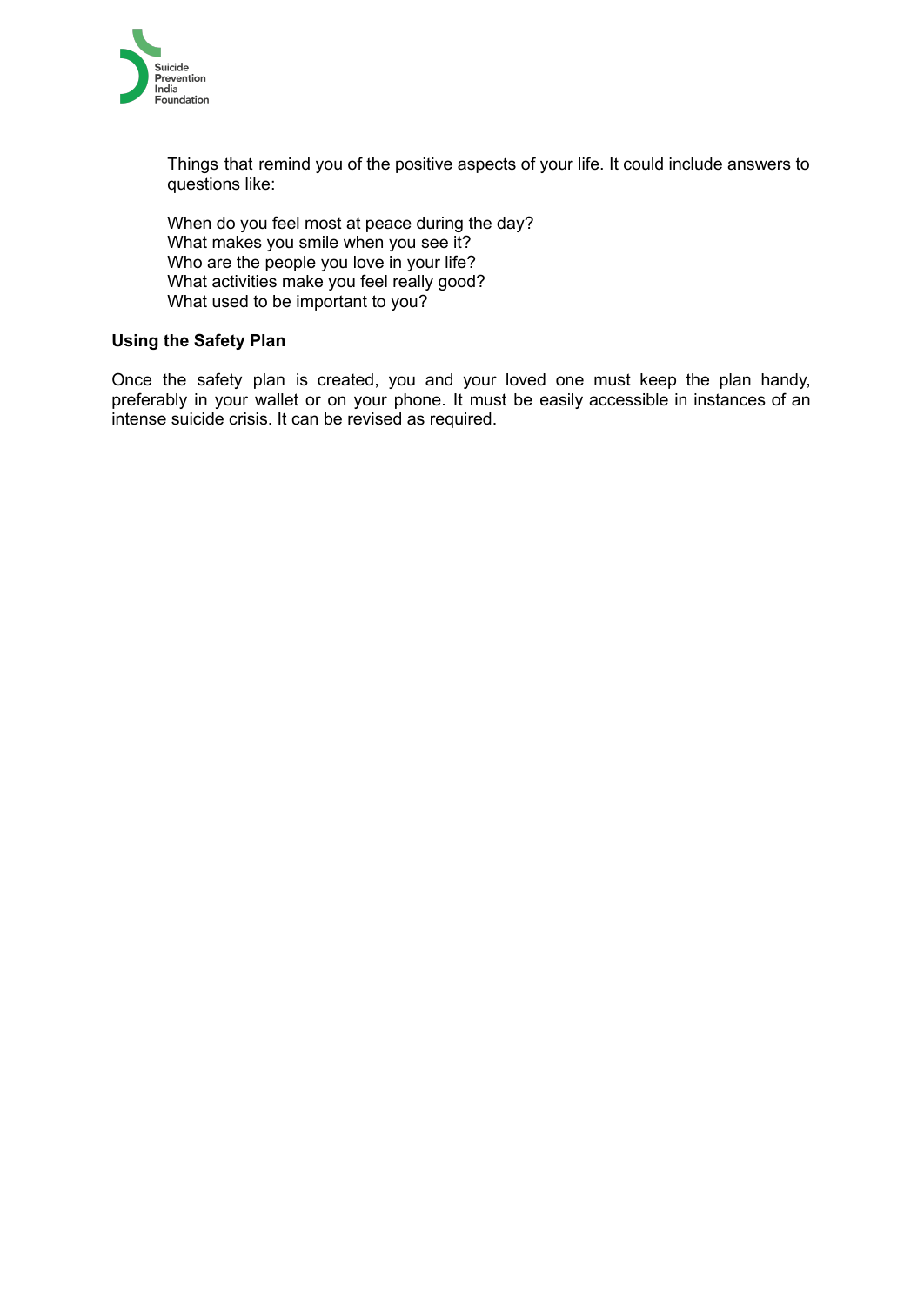Things that remind you of the positive aspects of your life. It could include answers to questions like:

When do you feel most at peace during the day?
What makes you smile when you see it?
Who are the people you love in your life?
What activities make you feel really good?
What used to be important to you?

**Using the Safety Plan**

Once the safety plan is created, you and your loved one must keep the plan handy, preferably in your wallet or on your phone. It must be easily accessible in instances of an intense suicide crisis. It can be revised as required.